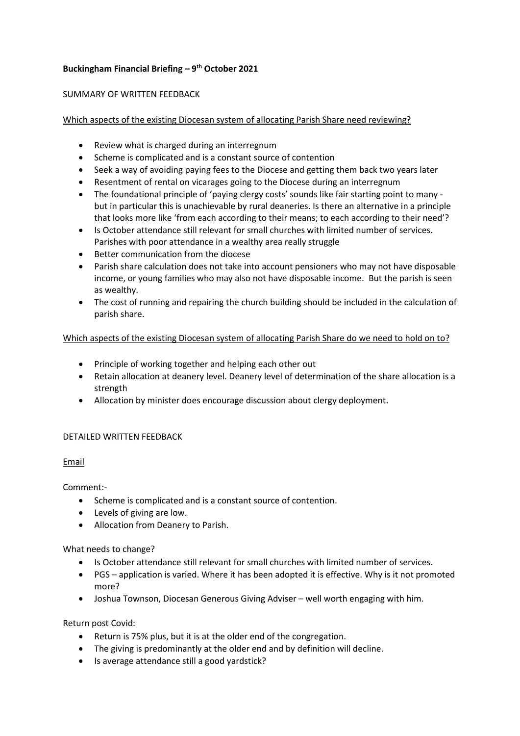**Buckingham Financial Briefing – 9th October 2021**

SUMMARY OF WRITTEN FEEDBACK

Which aspects of the existing Diocesan system of allocating Parish Share need reviewing?

- Review what is charged during an interregnum
- Scheme is complicated and is a constant source of contention
- Seek a way of avoiding paying fees to the Diocese and getting them back two years later
- Resentment of rental on vicarages going to the Diocese during an interregnum
- The foundational principle of 'paying clergy costs' sounds like fair starting point to many - but in particular this is unachievable by rural deaneries. Is there an alternative in a principle that looks more like 'from each according to their means; to each according to their need'?
- Is October attendance still relevant for small churches with limited number of services. Parishes with poor attendance in a wealthy area really struggle
- Better communication from the diocese
- Parish share calculation does not take into account pensioners who may not have disposable income, or young families who may also not have disposable income. But the parish is seen as wealthy.
- The cost of running and repairing the church building should be included in the calculation of parish share.

Which aspects of the existing Diocesan system of allocating Parish Share do we need to hold on to?

- Principle of working together and helping each other out
- Retain allocation at deanery level. Deanery level of determination of the share allocation is a strength
- Allocation by minister does encourage discussion about clergy deployment.

DETAILED WRITTEN FEEDBACK

Email

Comment:-

- Scheme is complicated and is a constant source of contention.
- Levels of giving are low.
- Allocation from Deanery to Parish.

What needs to change?

- Is October attendance still relevant for small churches with limited number of services.
- PGS – application is varied. Where it has been adopted it is effective. Why is it not promoted more?
- Joshua Townson, Diocesan Generous Giving Adviser – well worth engaging with him.

Return post Covid:

- Return is 75% plus, but it is at the older end of the congregation.
- The giving is predominantly at the older end and by definition will decline.
- Is average attendance still a good yardstick?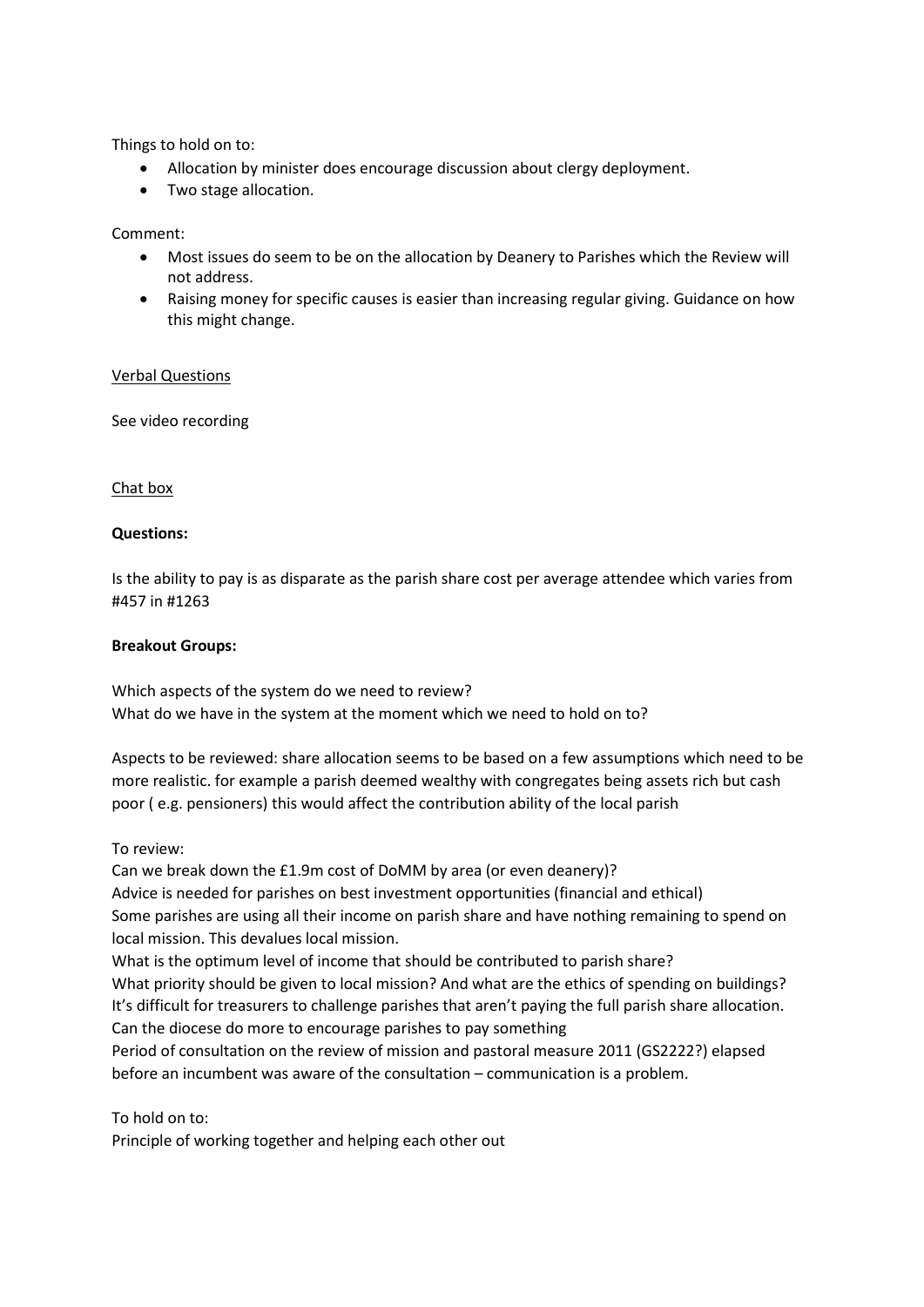Things to hold on to:

- Allocation by minister does encourage discussion about clergy deployment.
- Two stage allocation.

Comment:

- Most issues do seem to be on the allocation by Deanery to Parishes which the Review will not address.
- Raising money for specific causes is easier than increasing regular giving. Guidance on how this might change.

Verbal Questions

See video recording

Chat box

**Questions:**

Is the ability to pay is as disparate as the parish share cost per average attendee which varies from #457 in #1263

**Breakout Groups:**

Which aspects of the system do we need to review?
What do we have in the system at the moment which we need to hold on to?

Aspects to be reviewed: share allocation seems to be based on a few assumptions which need to be more realistic. for example a parish deemed wealthy with congregates being assets rich but cash poor ( e.g. pensioners) this would affect the contribution ability of the local parish

To review:
Can we break down the £1.9m cost of DoMM by area (or even deanery)?
Advice is needed for parishes on best investment opportunities (financial and ethical)
Some parishes are using all their income on parish share and have nothing remaining to spend on local mission. This devalues local mission.
What is the optimum level of income that should be contributed to parish share?
What priority should be given to local mission? And what are the ethics of spending on buildings?
It's difficult for treasurers to challenge parishes that aren't paying the full parish share allocation. Can the diocese do more to encourage parishes to pay something
Period of consultation on the review of mission and pastoral measure 2011 (GS2222?) elapsed before an incumbent was aware of the consultation – communication is a problem.

To hold on to:
Principle of working together and helping each other out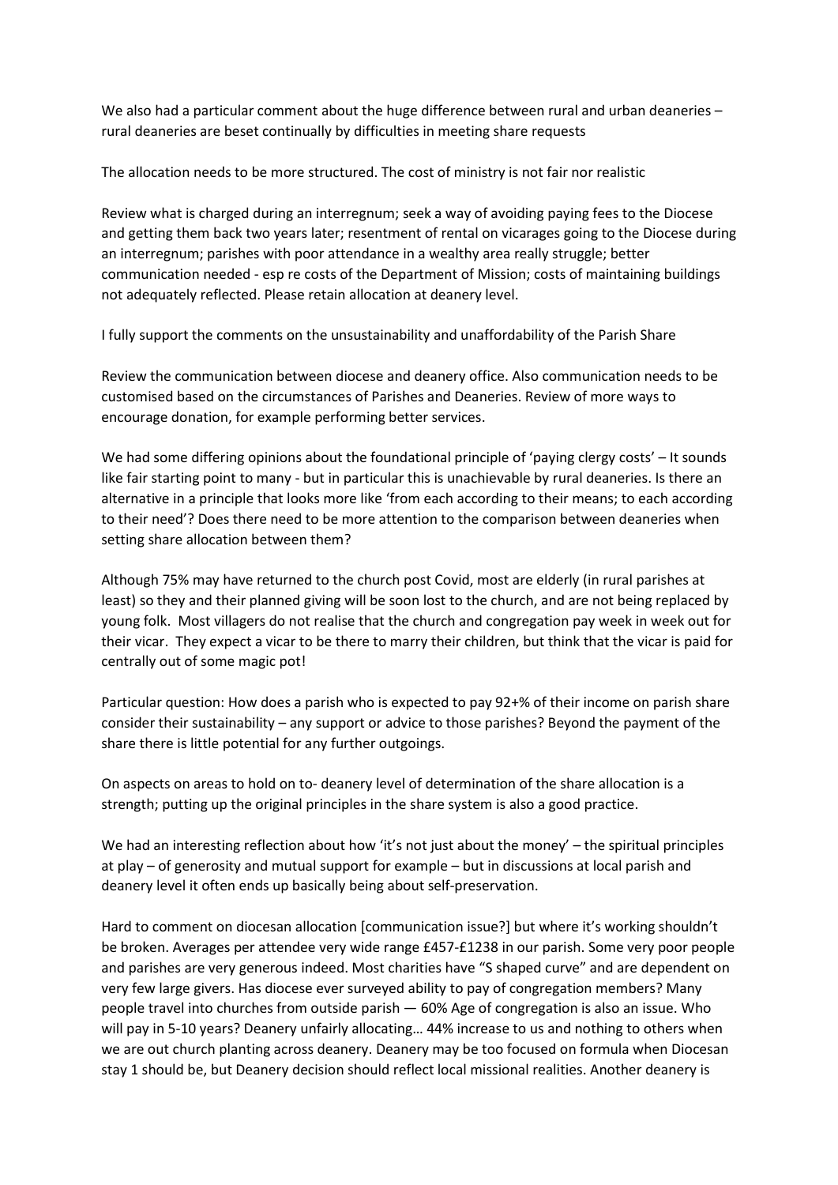We also had a particular comment about the huge difference between rural and urban deaneries – rural deaneries are beset continually by difficulties in meeting share requests

The allocation needs to be more structured. The cost of ministry is not fair nor realistic

Review what is charged during an interregnum; seek a way of avoiding paying fees to the Diocese and getting them back two years later; resentment of rental on vicarages going to the Diocese during an interregnum; parishes with poor attendance in a wealthy area really struggle; better communication needed - esp re costs of the Department of Mission; costs of maintaining buildings not adequately reflected. Please retain allocation at deanery level.

I fully support the comments on the unsustainability and unaffordability of the Parish Share

Review the communication between diocese and deanery office. Also communication needs to be customised based on the circumstances of Parishes and Deaneries. Review of more ways to encourage donation, for example performing better services.

We had some differing opinions about the foundational principle of 'paying clergy costs' – It sounds like fair starting point to many - but in particular this is unachievable by rural deaneries. Is there an alternative in a principle that looks more like 'from each according to their means; to each according to their need'? Does there need to be more attention to the comparison between deaneries when setting share allocation between them?

Although 75% may have returned to the church post Covid, most are elderly (in rural parishes at least) so they and their planned giving will be soon lost to the church, and are not being replaced by young folk. Most villagers do not realise that the church and congregation pay week in week out for their vicar. They expect a vicar to be there to marry their children, but think that the vicar is paid for centrally out of some magic pot!

Particular question: How does a parish who is expected to pay 92+% of their income on parish share consider their sustainability – any support or advice to those parishes? Beyond the payment of the share there is little potential for any further outgoings.

On aspects on areas to hold on to- deanery level of determination of the share allocation is a strength; putting up the original principles in the share system is also a good practice.

We had an interesting reflection about how 'it's not just about the money' – the spiritual principles at play – of generosity and mutual support for example – but in discussions at local parish and deanery level it often ends up basically being about self-preservation.

Hard to comment on diocesan allocation [communication issue?] but where it's working shouldn't be broken. Averages per attendee very wide range £457-£1238 in our parish. Some very poor people and parishes are very generous indeed. Most charities have "S shaped curve" and are dependent on very few large givers. Has diocese ever surveyed ability to pay of congregation members? Many people travel into churches from outside parish — 60% Age of congregation is also an issue. Who will pay in 5-10 years? Deanery unfairly allocating… 44% increase to us and nothing to others when we are out church planting across deanery. Deanery may be too focused on formula when Diocesan stay 1 should be, but Deanery decision should reflect local missional realities. Another deanery is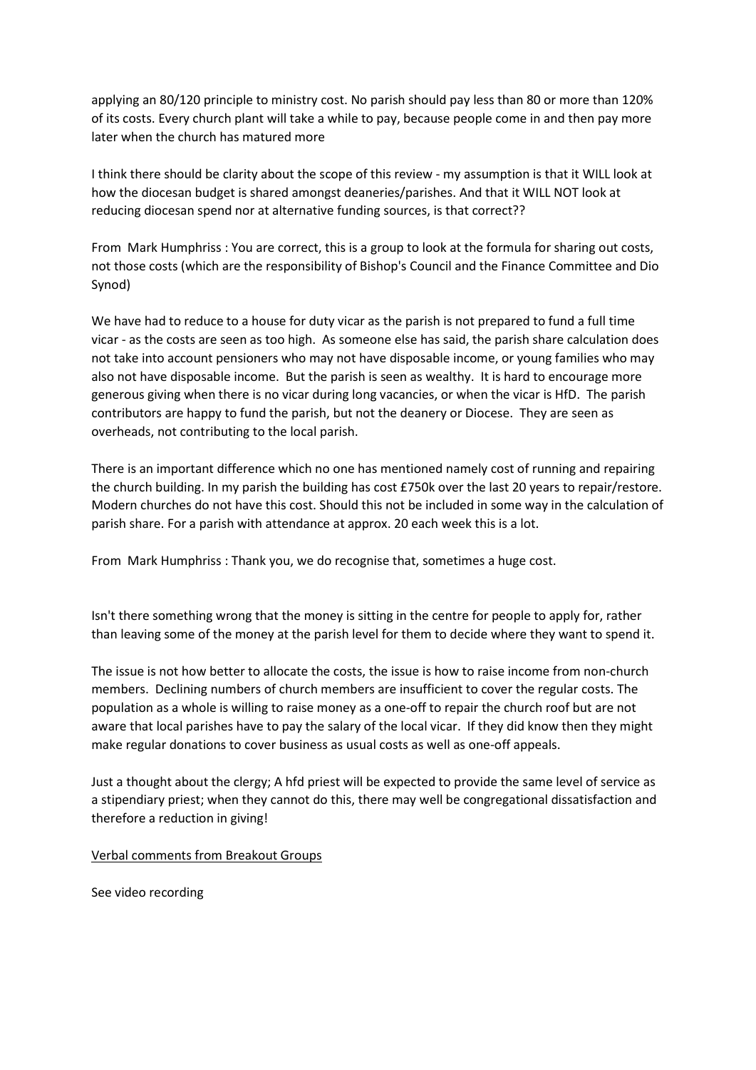applying an 80/120 principle to ministry cost. No parish should pay less than 80 or more than 120% of its costs. Every church plant will take a while to pay, because people come in and then pay more later when the church has matured more

I think there should be clarity about the scope of this review - my assumption is that it WILL look at how the diocesan budget is shared amongst deaneries/parishes. And that it WILL NOT look at reducing diocesan spend nor at alternative funding sources, is that correct??

From Mark Humphriss : You are correct, this is a group to look at the formula for sharing out costs, not those costs (which are the responsibility of Bishop's Council and the Finance Committee and Dio Synod)

We have had to reduce to a house for duty vicar as the parish is not prepared to fund a full time vicar - as the costs are seen as too high. As someone else has said, the parish share calculation does not take into account pensioners who may not have disposable income, or young families who may also not have disposable income. But the parish is seen as wealthy. It is hard to encourage more generous giving when there is no vicar during long vacancies, or when the vicar is HfD. The parish contributors are happy to fund the parish, but not the deanery or Diocese. They are seen as overheads, not contributing to the local parish.

There is an important difference which no one has mentioned namely cost of running and repairing the church building. In my parish the building has cost £750k over the last 20 years to repair/restore. Modern churches do not have this cost. Should this not be included in some way in the calculation of parish share. For a parish with attendance at approx. 20 each week this is a lot.

From Mark Humphriss : Thank you, we do recognise that, sometimes a huge cost.

Isn't there something wrong that the money is sitting in the centre for people to apply for, rather than leaving some of the money at the parish level for them to decide where they want to spend it.

The issue is not how better to allocate the costs, the issue is how to raise income from non-church members. Declining numbers of church members are insufficient to cover the regular costs. The population as a whole is willing to raise money as a one-off to repair the church roof but are not aware that local parishes have to pay the salary of the local vicar. If they did know then they might make regular donations to cover business as usual costs as well as one-off appeals.

Just a thought about the clergy; A hfd priest will be expected to provide the same level of service as a stipendiary priest; when they cannot do this, there may well be congregational dissatisfaction and therefore a reduction in giving!

Verbal comments from Breakout Groups

See video recording